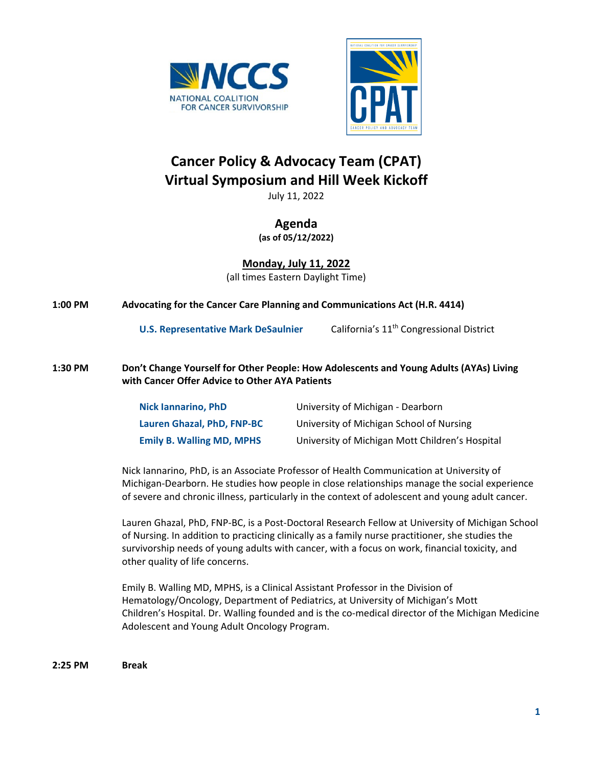# Cancer Policy & Advocacy Team (CPAT)
# Virtual Symposium and Hill Week Kickoff

July 11, 2022

## Agenda

**(as of 05/12/2022)**

### Monday, July 11, 2022

(all times Eastern Daylight Time)

**1:00 PM** **Advocating for the Cancer Care Planning and Communications Act (H.R. 4414)**

| | |
|---|---|
| **U.S. Representative Mark DeSaulnier** | California's 11th Congressional District |

**1:30 PM** **Don't Change Yourself for Other People: How Adolescents and Young Adults (AYAs) Living with Cancer Offer Advice to Other AYA Patients**

| | |
|---|---|
| **Nick Iannarino, PhD** | University of Michigan - Dearborn |
| **Lauren Ghazal, PhD, FNP-BC** | University of Michigan School of Nursing |
| **Emily B. Walling MD, MPHS** | University of Michigan Mott Children's Hospital |

Nick Iannarino, PhD, is an Associate Professor of Health Communication at University of Michigan-Dearborn. He studies how people in close relationships manage the social experience of severe and chronic illness, particularly in the context of adolescent and young adult cancer.

Lauren Ghazal, PhD, FNP-BC, is a Post-Doctoral Research Fellow at University of Michigan School of Nursing. In addition to practicing clinically as a family nurse practitioner, she studies the survivorship needs of young adults with cancer, with a focus on work, financial toxicity, and other quality of life concerns.

Emily B. Walling MD, MPHS, is a Clinical Assistant Professor in the Division of Hematology/Oncology, Department of Pediatrics, at University of Michigan's Mott Children's Hospital. Dr. Walling founded and is the co-medical director of the Michigan Medicine Adolescent and Young Adult Oncology Program.

**2:25 PM** **Break**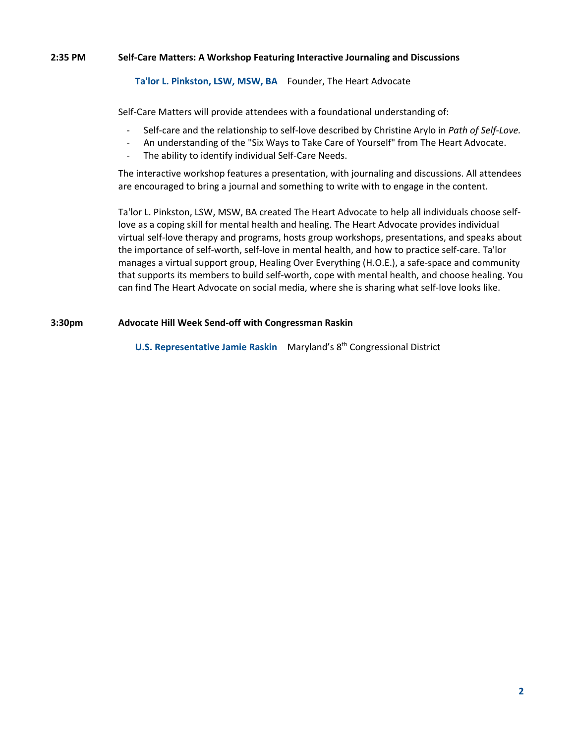**2:35 PM** **Self-Care Matters: A Workshop Featuring Interactive Journaling and Discussions**

**Ta'lor L. Pinkston, LSW, MSW, BA** Founder, The Heart Advocate

Self-Care Matters will provide attendees with a foundational understanding of:

- Self-care and the relationship to self-love described by Christine Arylo in *Path of Self-Love*.
- An understanding of the "Six Ways to Take Care of Yourself" from The Heart Advocate.
- The ability to identify individual Self-Care Needs.

The interactive workshop features a presentation, with journaling and discussions. All attendees are encouraged to bring a journal and something to write with to engage in the content.

Ta'lor L. Pinkston, LSW, MSW, BA created The Heart Advocate to help all individuals choose self-love as a coping skill for mental health and healing. The Heart Advocate provides individual virtual self-love therapy and programs, hosts group workshops, presentations, and speaks about the importance of self-worth, self-love in mental health, and how to practice self-care. Ta'lor manages a virtual support group, Healing Over Everything (H.O.E.), a safe-space and community that supports its members to build self-worth, cope with mental health, and choose healing. You can find The Heart Advocate on social media, where she is sharing what self-love looks like.

**3:30pm** **Advocate Hill Week Send-off with Congressman Raskin**

**U.S. Representative Jamie Raskin** Maryland's 8th Congressional District